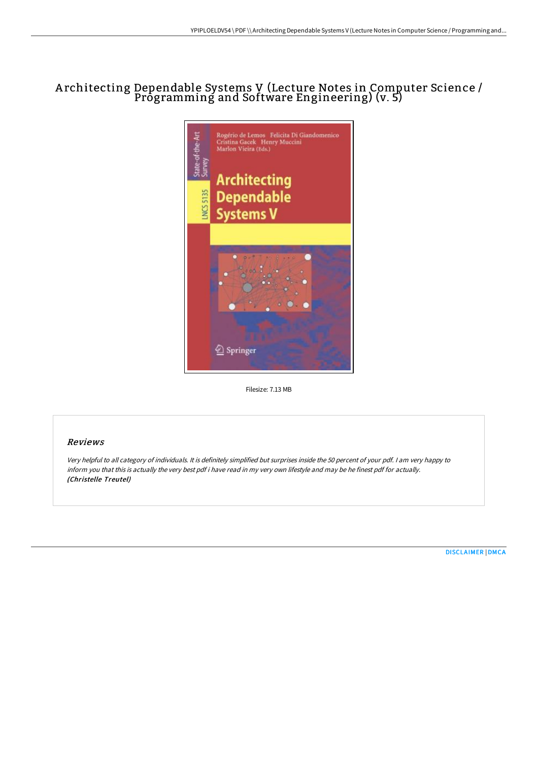# Architecting Dependable Systems V (Lecture Notes in Computer Science / Programming and Software Engineering) (v. 5)

Filesize: 7.13 MB

## Reviews

*Very helpful to all category of individuals. It is definitely simplified but surprises inside the 50 percent of your pdf. I am very happy to inform you that this is actually the very best pdf i have read in my very own lifestyle and may be he finest pdf for actually.*
***(Christelle Treutel)***

DISCLAIMER | DMCA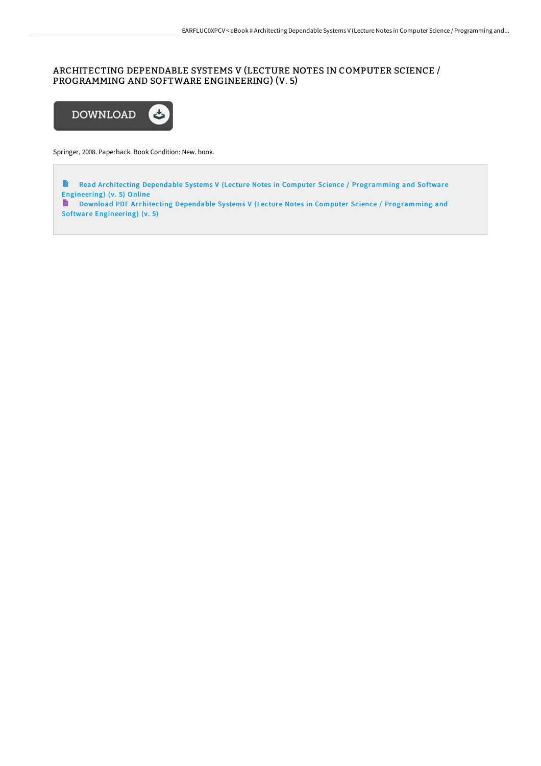# ARCHITECTING DEPENDABLE SYSTEMS V (LECTURE NOTES IN COMPUTER SCIENCE / PROGRAMMING AND SOFTWARE ENGINEERING) (V. 5)

DOWNLOAD

Springer, 2008. Paperback. Book Condition: New. book.

Read Architecting Dependable Systems V (Lecture Notes in Computer Science / Programming and Software Engineering) (v. 5) Online

Download PDF Architecting Dependable Systems V (Lecture Notes in Computer Science / Programming and Software Engineering) (v. 5)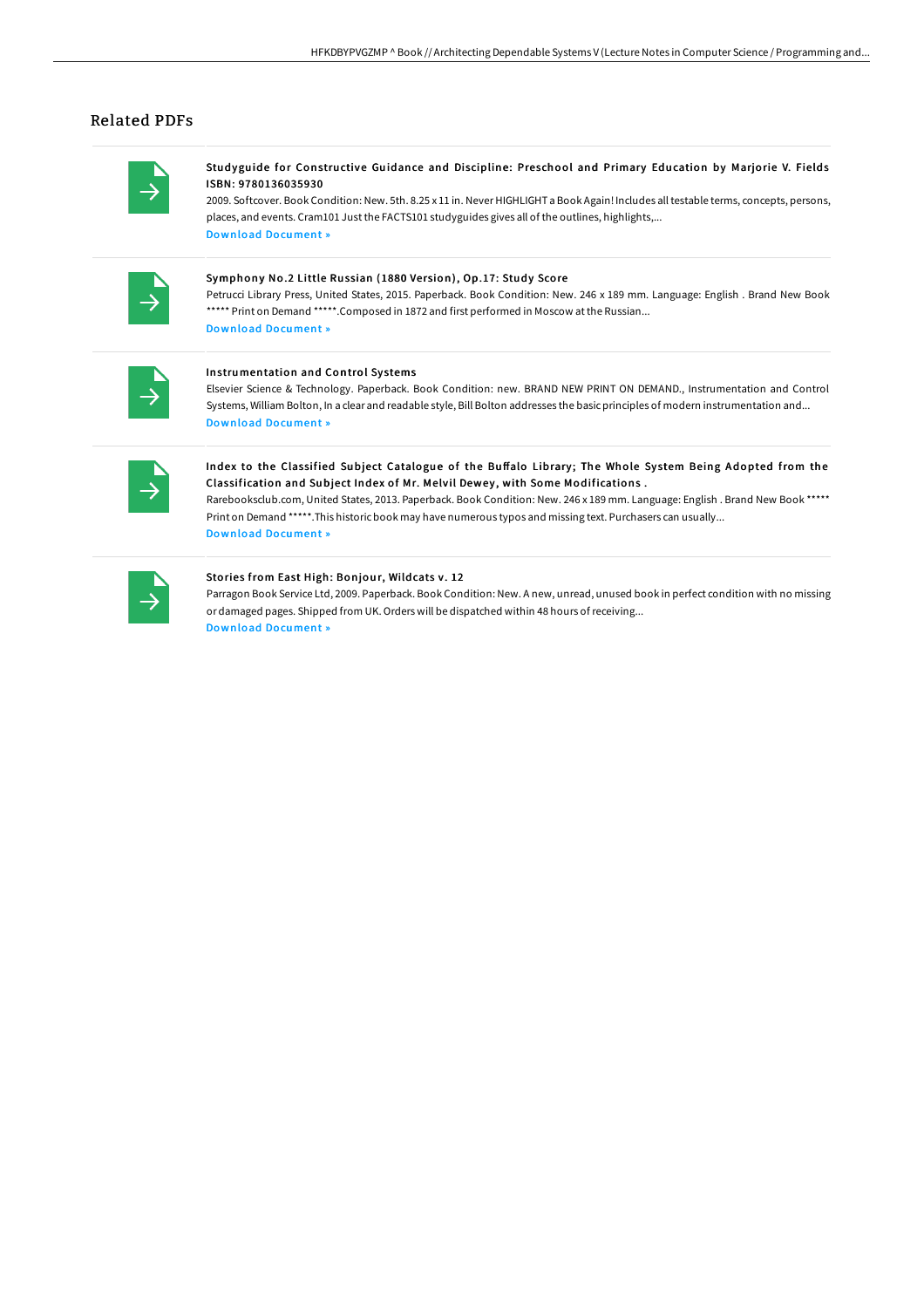## Related PDFs

**Studyguide for Constructive Guidance and Discipline: Preschool and Primary Education by Marjorie V. Fields ISBN: 9780136035930**

2009. Softcover. Book Condition: New. 5th. 8.25 x 11 in. Never HIGHLIGHT a Book Again! Includes all testable terms, concepts, persons, places, and events. Cram101 Just the FACTS101 studyguides gives all of the outlines, highlights,...

Download Document »

**Symphony No.2 Little Russian (1880 Version), Op.17: Study Score**

Petrucci Library Press, United States, 2015. Paperback. Book Condition: New. 246 x 189 mm. Language: English . Brand New Book ***** Print on Demand *****.Composed in 1872 and first performed in Moscow at the Russian...

Download Document »

**Instrumentation and Control Systems**

Elsevier Science & Technology. Paperback. Book Condition: new. BRAND NEW PRINT ON DEMAND., Instrumentation and Control Systems, William Bolton, In a clear and readable style, Bill Bolton addresses the basic principles of modern instrumentation and...

Download Document »

**Index to the Classified Subject Catalogue of the Buffalo Library; The Whole System Being Adopted from the Classification and Subject Index of Mr. Melvil Dewey, with Some Modifications .**

Rarebooksclub.com, United States, 2013. Paperback. Book Condition: New. 246 x 189 mm. Language: English . Brand New Book ***** Print on Demand *****.This historic book may have numerous typos and missing text. Purchasers can usually...

Download Document »

**Stories from East High: Bonjour, Wildcats v. 12**

Parragon Book Service Ltd, 2009. Paperback. Book Condition: New. A new, unread, unused book in perfect condition with no missing or damaged pages. Shipped from UK. Orders will be dispatched within 48 hours of receiving...

Download Document »